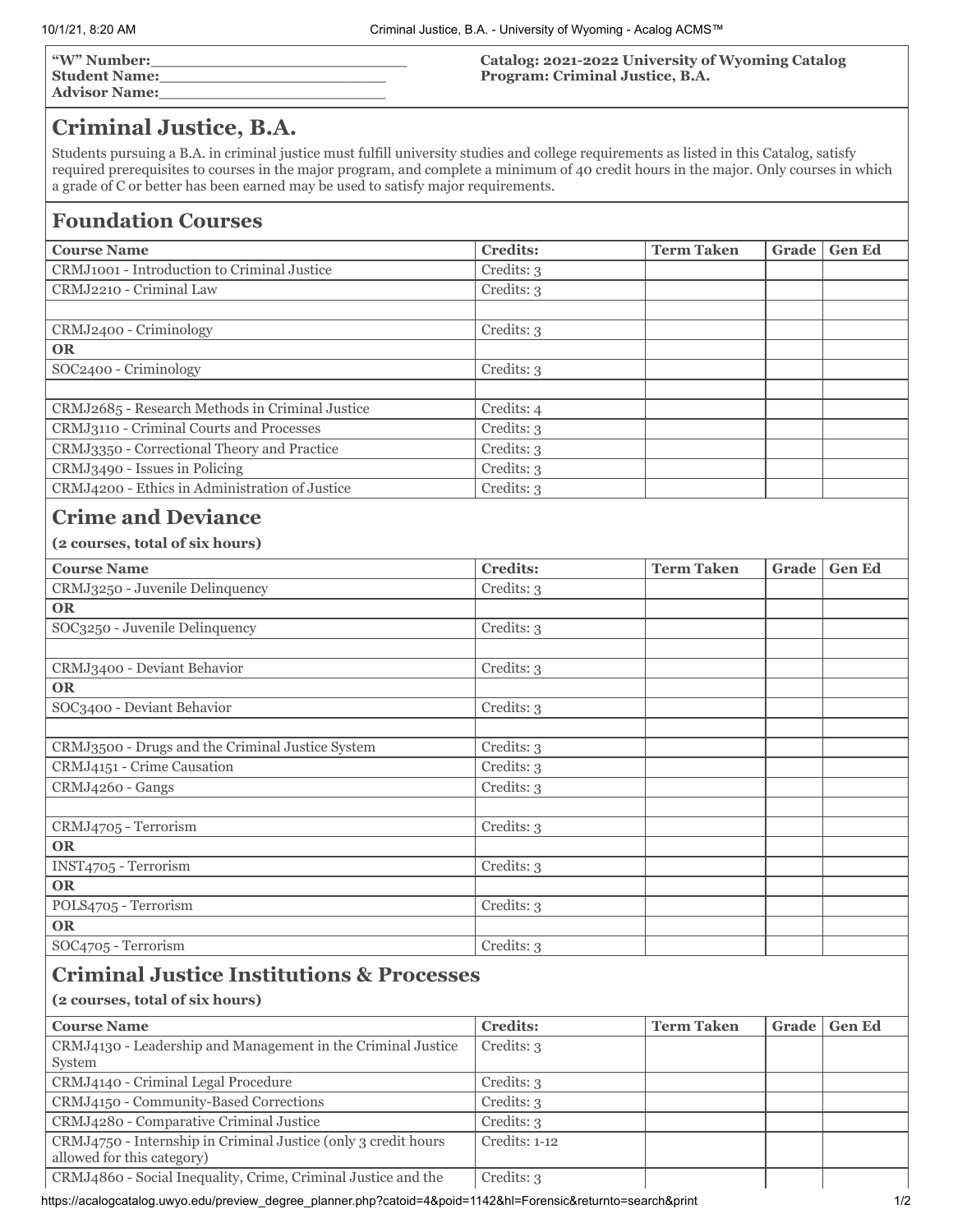**"W" Number:**\_\_\_\_\_\_\_\_\_\_\_\_\_\_\_\_\_\_\_\_\_\_\_\_\_
**Student Name:**\_\_\_\_\_\_\_\_\_\_\_\_\_\_\_\_\_\_\_\_\_\_\_\_
**Advisor Name:**\_\_\_\_\_\_\_\_\_\_\_\_\_\_\_\_\_\_\_\_\_\_\_\_

**Catalog: 2021-2022 University of Wyoming Catalog**
**Program: Criminal Justice, B.A.**

# Criminal Justice, B.A.

Students pursuing a B.A. in criminal justice must fulfill university studies and college requirements as listed in this Catalog, satisfy required prerequisites to courses in the major program, and complete a minimum of 40 credit hours in the major. Only courses in which a grade of C or better has been earned may be used to satisfy major requirements.

## Foundation Courses

| Course Name | Credits: | Term Taken | Grade | Gen Ed |
|---|---|---|---|---|
| CRMJ1001 - Introduction to Criminal Justice | Credits: 3 | | | |
| CRMJ2210 - Criminal Law | Credits: 3 | | | |
| | | | | |
| CRMJ2400 - Criminology | Credits: 3 | | | |
| **OR** | | | | |
| SOC2400 - Criminology | Credits: 3 | | | |
| | | | | |
| CRMJ2685 - Research Methods in Criminal Justice | Credits: 4 | | | |
| CRMJ3110 - Criminal Courts and Processes | Credits: 3 | | | |
| CRMJ3350 - Correctional Theory and Practice | Credits: 3 | | | |
| CRMJ3490 - Issues in Policing | Credits: 3 | | | |
| CRMJ4200 - Ethics in Administration of Justice | Credits: 3 | | | |

## Crime and Deviance

**(2 courses, total of six hours)**

| Course Name | Credits: | Term Taken | Grade | Gen Ed |
|---|---|---|---|---|
| CRMJ3250 - Juvenile Delinquency | Credits: 3 | | | |
| **OR** | | | | |
| SOC3250 - Juvenile Delinquency | Credits: 3 | | | |
| | | | | |
| CRMJ3400 - Deviant Behavior | Credits: 3 | | | |
| **OR** | | | | |
| SOC3400 - Deviant Behavior | Credits: 3 | | | |
| | | | | |
| CRMJ3500 - Drugs and the Criminal Justice System | Credits: 3 | | | |
| CRMJ4151 - Crime Causation | Credits: 3 | | | |
| CRMJ4260 - Gangs | Credits: 3 | | | |
| | | | | |
| CRMJ4705 - Terrorism | Credits: 3 | | | |
| **OR** | | | | |
| INST4705 - Terrorism | Credits: 3 | | | |
| **OR** | | | | |
| POLS4705 - Terrorism | Credits: 3 | | | |
| **OR** | | | | |
| SOC4705 - Terrorism | Credits: 3 | | | |

## Criminal Justice Institutions & Processes

**(2 courses, total of six hours)**

| Course Name | Credits: | Term Taken | Grade | Gen Ed |
|---|---|---|---|---|
| CRMJ4130 - Leadership and Management in the Criminal Justice System | Credits: 3 | | | |
| CRMJ4140 - Criminal Legal Procedure | Credits: 3 | | | |
| CRMJ4150 - Community-Based Corrections | Credits: 3 | | | |
| CRMJ4280 - Comparative Criminal Justice | Credits: 3 | | | |
| CRMJ4750 - Internship in Criminal Justice (only 3 credit hours allowed for this category) | Credits: 1-12 | | | |
| CRMJ4860 - Social Inequality, Crime, Criminal Justice and the | Credits: 3 | | | |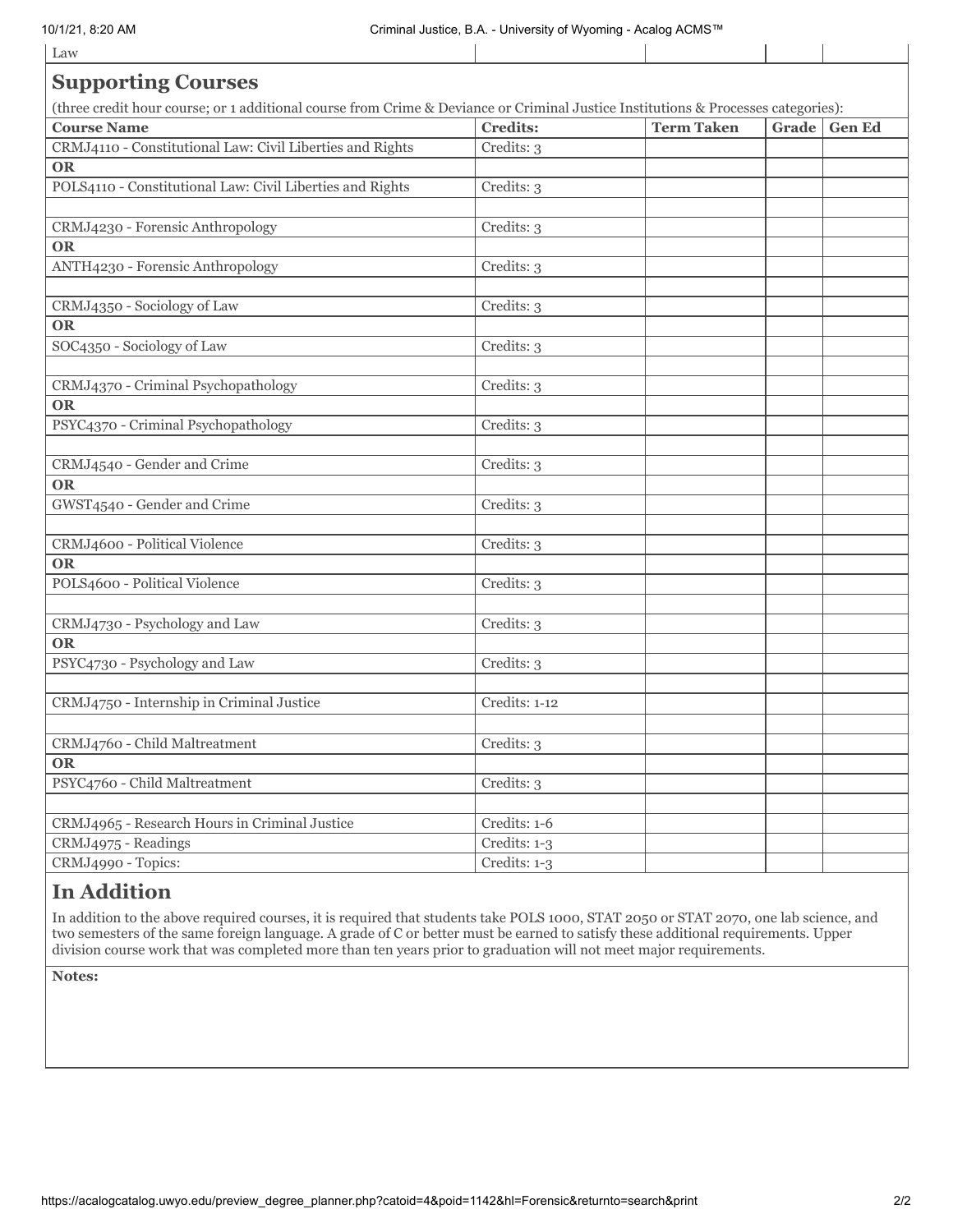| | | | | |
|---|---|---|---|---|
| Law | | | | |

## Supporting Courses

(three credit hour course; or 1 additional course from Crime & Deviance or Criminal Justice Institutions & Processes categories):

| Course Name | Credits: | Term Taken | Grade | Gen Ed |
|---|---|---|---|---|
| CRMJ4110 - Constitutional Law: Civil Liberties and Rights | Credits: 3 | | | |
| **OR** | | | | |
| POLS4110 - Constitutional Law: Civil Liberties and Rights | Credits: 3 | | | |
| | | | | |
| CRMJ4230 - Forensic Anthropology | Credits: 3 | | | |
| **OR** | | | | |
| ANTH4230 - Forensic Anthropology | Credits: 3 | | | |
| | | | | |
| CRMJ4350 - Sociology of Law | Credits: 3 | | | |
| **OR** | | | | |
| SOC4350 - Sociology of Law | Credits: 3 | | | |
| | | | | |
| CRMJ4370 - Criminal Psychopathology | Credits: 3 | | | |
| **OR** | | | | |
| PSYC4370 - Criminal Psychopathology | Credits: 3 | | | |
| | | | | |
| CRMJ4540 - Gender and Crime | Credits: 3 | | | |
| **OR** | | | | |
| GWST4540 - Gender and Crime | Credits: 3 | | | |
| | | | | |
| CRMJ4600 - Political Violence | Credits: 3 | | | |
| **OR** | | | | |
| POLS4600 - Political Violence | Credits: 3 | | | |
| | | | | |
| CRMJ4730 - Psychology and Law | Credits: 3 | | | |
| **OR** | | | | |
| PSYC4730 - Psychology and Law | Credits: 3 | | | |
| | | | | |
| CRMJ4750 - Internship in Criminal Justice | Credits: 1-12 | | | |
| | | | | |
| CRMJ4760 - Child Maltreatment | Credits: 3 | | | |
| **OR** | | | | |
| PSYC4760 - Child Maltreatment | Credits: 3 | | | |
| | | | | |
| CRMJ4965 - Research Hours in Criminal Justice | Credits: 1-6 | | | |
| CRMJ4975 - Readings | Credits: 1-3 | | | |
| CRMJ4990 - Topics: | Credits: 1-3 | | | |

## In Addition

In addition to the above required courses, it is required that students take POLS 1000, STAT 2050 or STAT 2070, one lab science, and two semesters of the same foreign language. A grade of C or better must be earned to satisfy these additional requirements. Upper division course work that was completed more than ten years prior to graduation will not meet major requirements.

**Notes:**